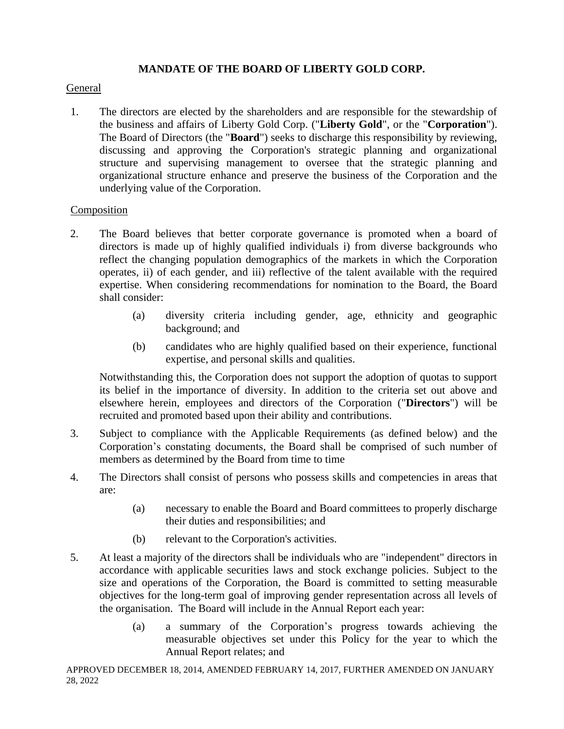# MANDATE OF THE BOARD OF LIBERTY GOLD CORP.

## General

1. The directors are elected by the shareholders and are responsible for the stewardship of the business and affairs of Liberty Gold Corp. ("**Liberty Gold**", or the "**Corporation**"). The Board of Directors (the "**Board**") seeks to discharge this responsibility by reviewing, discussing and approving the Corporation's strategic planning and organizational structure and supervising management to oversee that the strategic planning and organizational structure enhance and preserve the business of the Corporation and the underlying value of the Corporation.

## Composition

2. The Board believes that better corporate governance is promoted when a board of directors is made up of highly qualified individuals i) from diverse backgrounds who reflect the changing population demographics of the markets in which the Corporation operates, ii) of each gender, and iii) reflective of the talent available with the required expertise. When considering recommendations for nomination to the Board, the Board shall consider:

   (a) diversity criteria including gender, age, ethnicity and geographic background; and

   (b) candidates who are highly qualified based on their experience, functional expertise, and personal skills and qualities.

   Notwithstanding this, the Corporation does not support the adoption of quotas to support its belief in the importance of diversity. In addition to the criteria set out above and elsewhere herein, employees and directors of the Corporation ("**Directors**") will be recruited and promoted based upon their ability and contributions.

3. Subject to compliance with the Applicable Requirements (as defined below) and the Corporation's constating documents, the Board shall be comprised of such number of members as determined by the Board from time to time

4. The Directors shall consist of persons who possess skills and competencies in areas that are:

   (a) necessary to enable the Board and Board committees to properly discharge their duties and responsibilities; and

   (b) relevant to the Corporation's activities.

5. At least a majority of the directors shall be individuals who are "independent" directors in accordance with applicable securities laws and stock exchange policies. Subject to the size and operations of the Corporation, the Board is committed to setting measurable objectives for the long-term goal of improving gender representation across all levels of the organisation. The Board will include in the Annual Report each year:

   (a) a summary of the Corporation's progress towards achieving the measurable objectives set under this Policy for the year to which the Annual Report relates; and

APPROVED DECEMBER 18, 2014, AMENDED FEBRUARY 14, 2017, FURTHER AMENDED ON JANUARY 28, 2022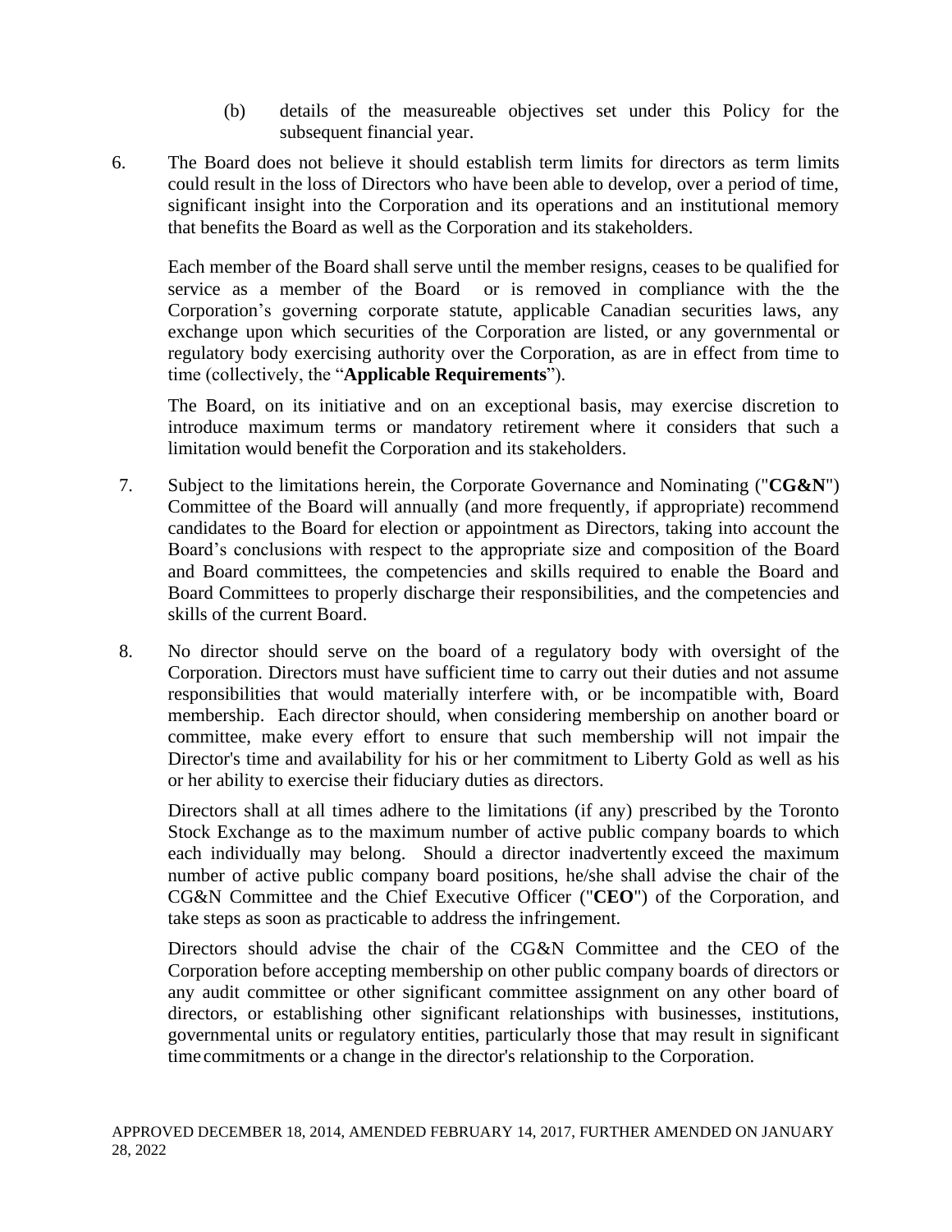(b) details of the measureable objectives set under this Policy for the subsequent financial year.

6. The Board does not believe it should establish term limits for directors as term limits could result in the loss of Directors who have been able to develop, over a period of time, significant insight into the Corporation and its operations and an institutional memory that benefits the Board as well as the Corporation and its stakeholders.

   Each member of the Board shall serve until the member resigns, ceases to be qualified for service as a member of the Board or is removed in compliance with the the Corporation's governing corporate statute, applicable Canadian securities laws, any exchange upon which securities of the Corporation are listed, or any governmental or regulatory body exercising authority over the Corporation, as are in effect from time to time (collectively, the "**Applicable Requirements**").

   The Board, on its initiative and on an exceptional basis, may exercise discretion to introduce maximum terms or mandatory retirement where it considers that such a limitation would benefit the Corporation and its stakeholders.

7. Subject to the limitations herein, the Corporate Governance and Nominating ("**CG&N**") Committee of the Board will annually (and more frequently, if appropriate) recommend candidates to the Board for election or appointment as Directors, taking into account the Board's conclusions with respect to the appropriate size and composition of the Board and Board committees, the competencies and skills required to enable the Board and Board Committees to properly discharge their responsibilities, and the competencies and skills of the current Board.

8. No director should serve on the board of a regulatory body with oversight of the Corporation. Directors must have sufficient time to carry out their duties and not assume responsibilities that would materially interfere with, or be incompatible with, Board membership. Each director should, when considering membership on another board or committee, make every effort to ensure that such membership will not impair the Director's time and availability for his or her commitment to Liberty Gold as well as his or her ability to exercise their fiduciary duties as directors.

   Directors shall at all times adhere to the limitations (if any) prescribed by the Toronto Stock Exchange as to the maximum number of active public company boards to which each individually may belong. Should a director inadvertently exceed the maximum number of active public company board positions, he/she shall advise the chair of the CG&N Committee and the Chief Executive Officer ("**CEO**") of the Corporation, and take steps as soon as practicable to address the infringement.

   Directors should advise the chair of the CG&N Committee and the CEO of the Corporation before accepting membership on other public company boards of directors or any audit committee or other significant committee assignment on any other board of directors, or establishing other significant relationships with businesses, institutions, governmental units or regulatory entities, particularly those that may result in significant time commitments or a change in the director's relationship to the Corporation.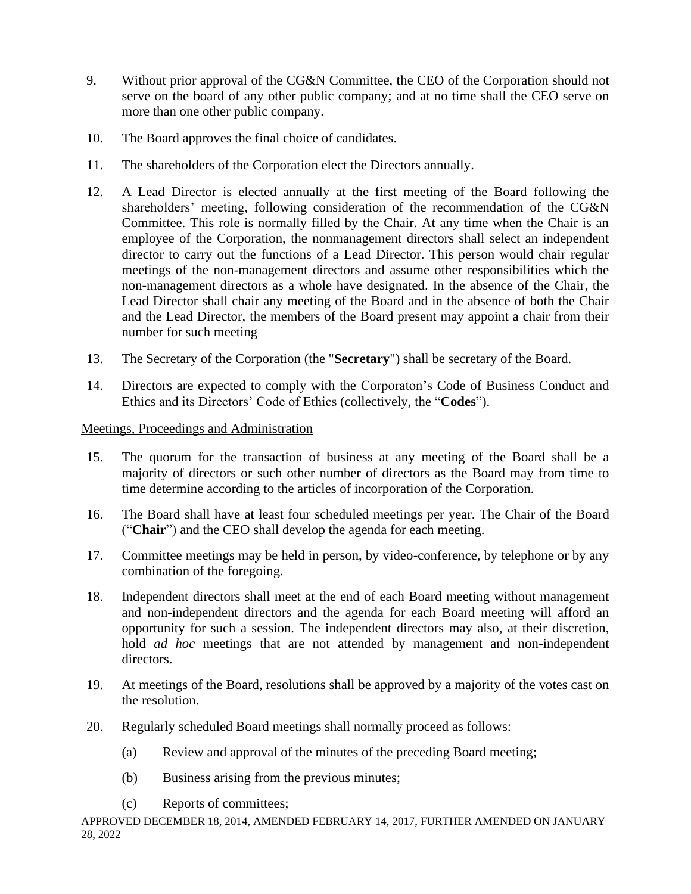9. Without prior approval of the CG&N Committee, the CEO of the Corporation should not serve on the board of any other public company; and at no time shall the CEO serve on more than one other public company.

10. The Board approves the final choice of candidates.

11. The shareholders of the Corporation elect the Directors annually.

12. A Lead Director is elected annually at the first meeting of the Board following the shareholders' meeting, following consideration of the recommendation of the CG&N Committee. This role is normally filled by the Chair. At any time when the Chair is an employee of the Corporation, the nonmanagement directors shall select an independent director to carry out the functions of a Lead Director. This person would chair regular meetings of the non-management directors and assume other responsibilities which the non-management directors as a whole have designated. In the absence of the Chair, the Lead Director shall chair any meeting of the Board and in the absence of both the Chair and the Lead Director, the members of the Board present may appoint a chair from their number for such meeting

13. The Secretary of the Corporation (the "**Secretary**") shall be secretary of the Board.

14. Directors are expected to comply with the Corporaton's Code of Business Conduct and Ethics and its Directors' Code of Ethics (collectively, the "**Codes**").

Meetings, Proceedings and Administration

15. The quorum for the transaction of business at any meeting of the Board shall be a majority of directors or such other number of directors as the Board may from time to time determine according to the articles of incorporation of the Corporation.

16. The Board shall have at least four scheduled meetings per year. The Chair of the Board ("**Chair**") and the CEO shall develop the agenda for each meeting.

17. Committee meetings may be held in person, by video-conference, by telephone or by any combination of the foregoing.

18. Independent directors shall meet at the end of each Board meeting without management and non-independent directors and the agenda for each Board meeting will afford an opportunity for such a session. The independent directors may also, at their discretion, hold *ad hoc* meetings that are not attended by management and non-independent directors.

19. At meetings of the Board, resolutions shall be approved by a majority of the votes cast on the resolution.

20. Regularly scheduled Board meetings shall normally proceed as follows:

    (a) Review and approval of the minutes of the preceding Board meeting;

    (b) Business arising from the previous minutes;

    (c) Reports of committees;

APPROVED DECEMBER 18, 2014, AMENDED FEBRUARY 14, 2017, FURTHER AMENDED ON JANUARY 28, 2022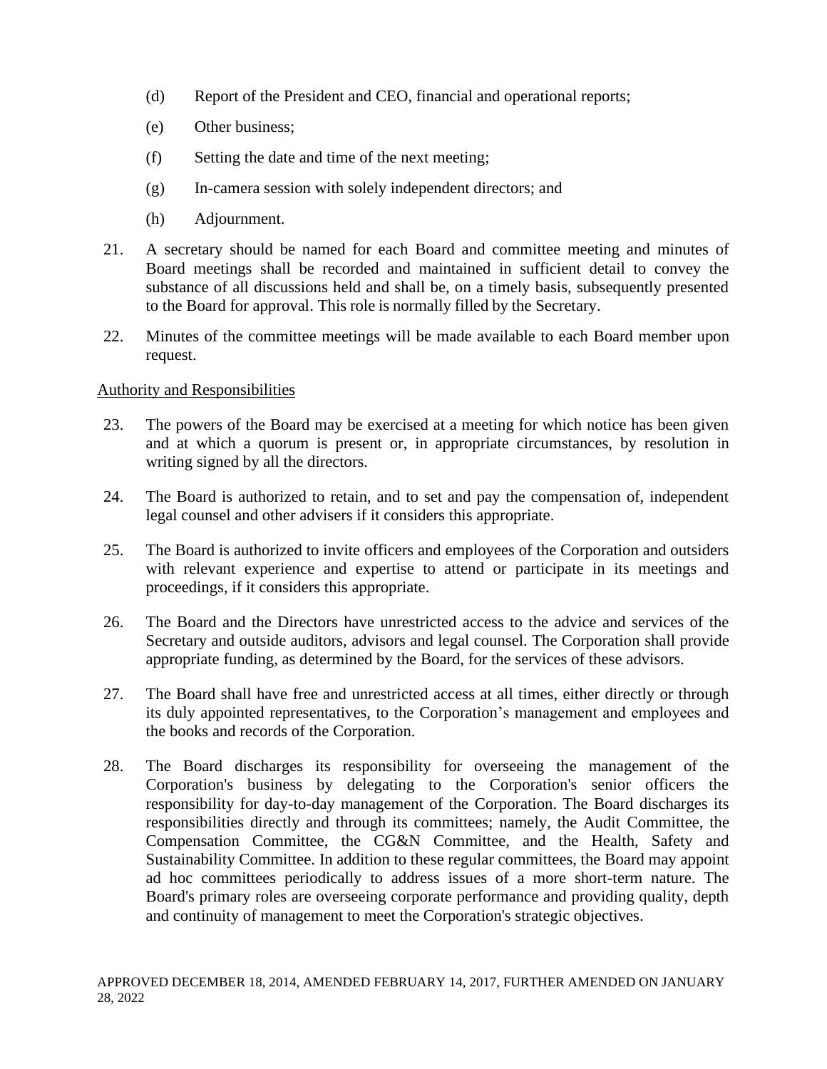(d) Report of the President and CEO, financial and operational reports;

(e) Other business;

(f) Setting the date and time of the next meeting;

(g) In-camera session with solely independent directors; and

(h) Adjournment.

21. A secretary should be named for each Board and committee meeting and minutes of Board meetings shall be recorded and maintained in sufficient detail to convey the substance of all discussions held and shall be, on a timely basis, subsequently presented to the Board for approval. This role is normally filled by the Secretary.

22. Minutes of the committee meetings will be made available to each Board member upon request.

<u>Authority and Responsibilities</u>

23. The powers of the Board may be exercised at a meeting for which notice has been given and at which a quorum is present or, in appropriate circumstances, by resolution in writing signed by all the directors.

24. The Board is authorized to retain, and to set and pay the compensation of, independent legal counsel and other advisers if it considers this appropriate.

25. The Board is authorized to invite officers and employees of the Corporation and outsiders with relevant experience and expertise to attend or participate in its meetings and proceedings, if it considers this appropriate.

26. The Board and the Directors have unrestricted access to the advice and services of the Secretary and outside auditors, advisors and legal counsel. The Corporation shall provide appropriate funding, as determined by the Board, for the services of these advisors.

27. The Board shall have free and unrestricted access at all times, either directly or through its duly appointed representatives, to the Corporation's management and employees and the books and records of the Corporation.

28. The Board discharges its responsibility for overseeing the management of the Corporation's business by delegating to the Corporation's senior officers the responsibility for day-to-day management of the Corporation. The Board discharges its responsibilities directly and through its committees; namely, the Audit Committee, the Compensation Committee, the CG&N Committee, and the Health, Safety and Sustainability Committee. In addition to these regular committees, the Board may appoint ad hoc committees periodically to address issues of a more short-term nature. The Board's primary roles are overseeing corporate performance and providing quality, depth and continuity of management to meet the Corporation's strategic objectives.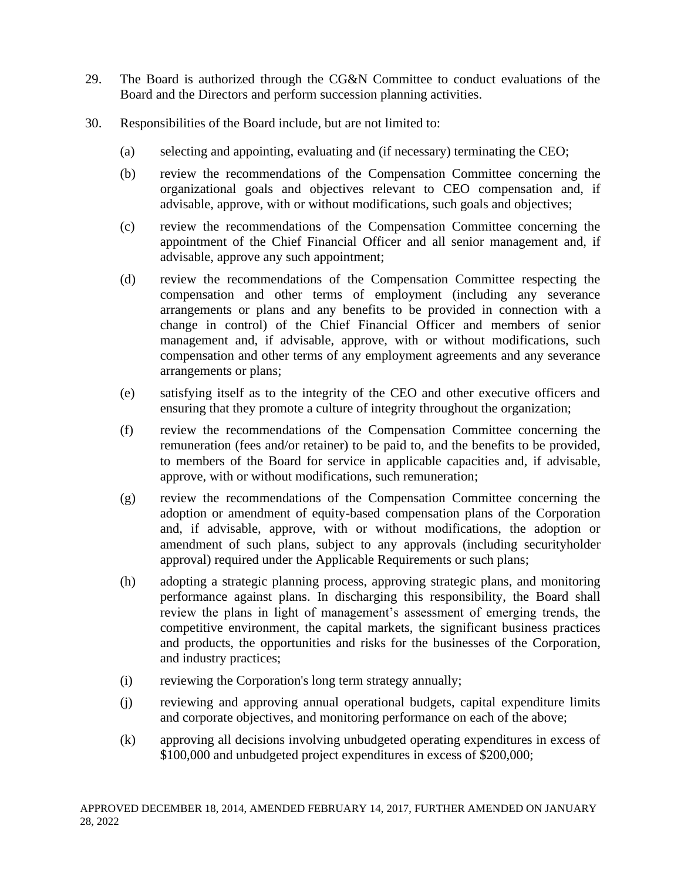29. The Board is authorized through the CG&N Committee to conduct evaluations of the Board and the Directors and perform succession planning activities.

30. Responsibilities of the Board include, but are not limited to:

    (a) selecting and appointing, evaluating and (if necessary) terminating the CEO;

    (b) review the recommendations of the Compensation Committee concerning the organizational goals and objectives relevant to CEO compensation and, if advisable, approve, with or without modifications, such goals and objectives;

    (c) review the recommendations of the Compensation Committee concerning the appointment of the Chief Financial Officer and all senior management and, if advisable, approve any such appointment;

    (d) review the recommendations of the Compensation Committee respecting the compensation and other terms of employment (including any severance arrangements or plans and any benefits to be provided in connection with a change in control) of the Chief Financial Officer and members of senior management and, if advisable, approve, with or without modifications, such compensation and other terms of any employment agreements and any severance arrangements or plans;

    (e) satisfying itself as to the integrity of the CEO and other executive officers and ensuring that they promote a culture of integrity throughout the organization;

    (f) review the recommendations of the Compensation Committee concerning the remuneration (fees and/or retainer) to be paid to, and the benefits to be provided, to members of the Board for service in applicable capacities and, if advisable, approve, with or without modifications, such remuneration;

    (g) review the recommendations of the Compensation Committee concerning the adoption or amendment of equity-based compensation plans of the Corporation and, if advisable, approve, with or without modifications, the adoption or amendment of such plans, subject to any approvals (including securityholder approval) required under the Applicable Requirements or such plans;

    (h) adopting a strategic planning process, approving strategic plans, and monitoring performance against plans. In discharging this responsibility, the Board shall review the plans in light of management's assessment of emerging trends, the competitive environment, the capital markets, the significant business practices and products, the opportunities and risks for the businesses of the Corporation, and industry practices;

    (i) reviewing the Corporation's long term strategy annually;

    (j) reviewing and approving annual operational budgets, capital expenditure limits and corporate objectives, and monitoring performance on each of the above;

    (k) approving all decisions involving unbudgeted operating expenditures in excess of $100,000 and unbudgeted project expenditures in excess of $200,000;

APPROVED DECEMBER 18, 2014, AMENDED FEBRUARY 14, 2017, FURTHER AMENDED ON JANUARY 28, 2022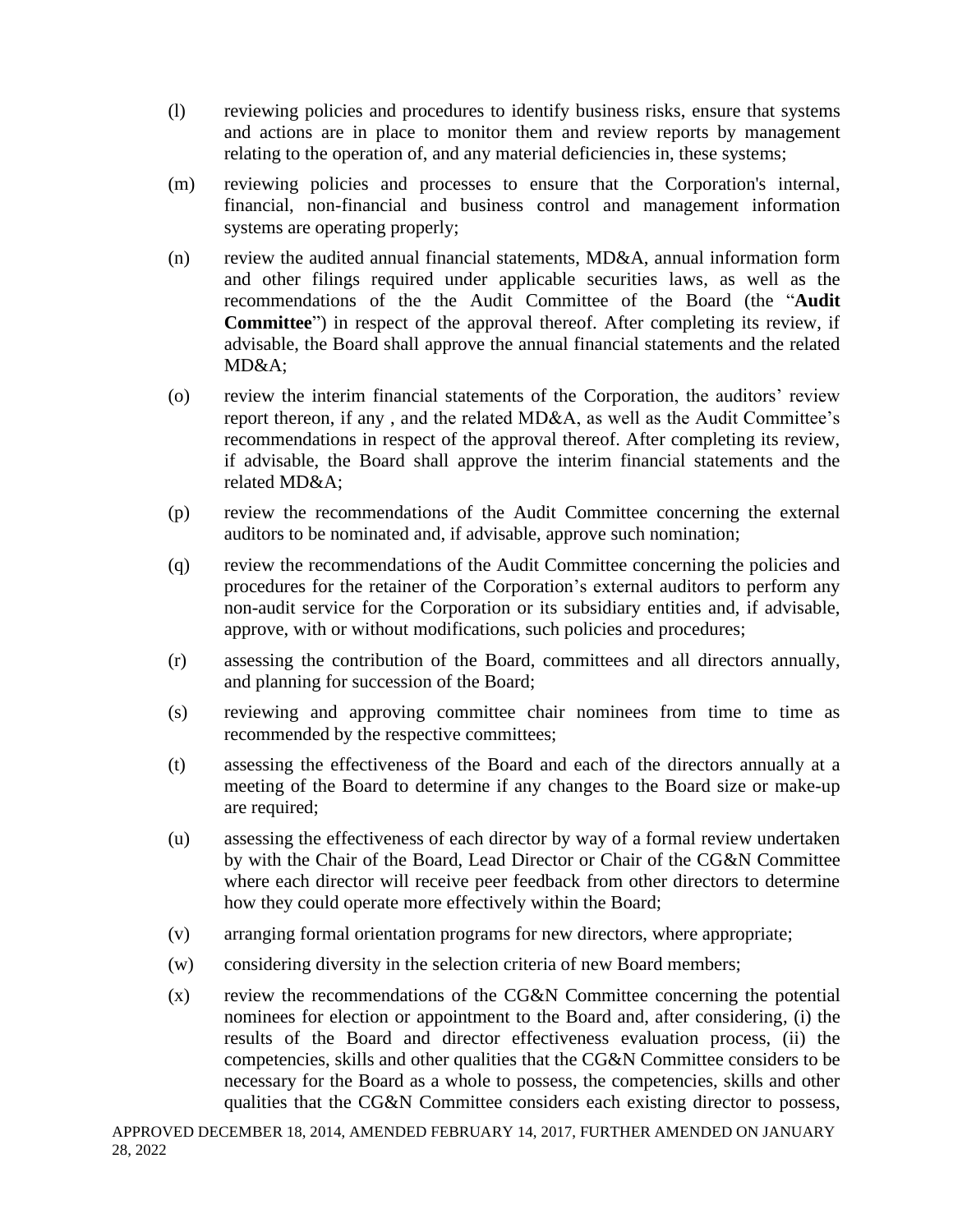(l) reviewing policies and procedures to identify business risks, ensure that systems and actions are in place to monitor them and review reports by management relating to the operation of, and any material deficiencies in, these systems;

(m) reviewing policies and processes to ensure that the Corporation's internal, financial, non-financial and business control and management information systems are operating properly;

(n) review the audited annual financial statements, MD&A, annual information form and other filings required under applicable securities laws, as well as the recommendations of the the Audit Committee of the Board (the "**Audit Committee**") in respect of the approval thereof. After completing its review, if advisable, the Board shall approve the annual financial statements and the related MD&A;

(o) review the interim financial statements of the Corporation, the auditors' review report thereon, if any , and the related MD&A, as well as the Audit Committee's recommendations in respect of the approval thereof. After completing its review, if advisable, the Board shall approve the interim financial statements and the related MD&A;

(p) review the recommendations of the Audit Committee concerning the external auditors to be nominated and, if advisable, approve such nomination;

(q) review the recommendations of the Audit Committee concerning the policies and procedures for the retainer of the Corporation's external auditors to perform any non-audit service for the Corporation or its subsidiary entities and, if advisable, approve, with or without modifications, such policies and procedures;

(r) assessing the contribution of the Board, committees and all directors annually, and planning for succession of the Board;

(s) reviewing and approving committee chair nominees from time to time as recommended by the respective committees;

(t) assessing the effectiveness of the Board and each of the directors annually at a meeting of the Board to determine if any changes to the Board size or make-up are required;

(u) assessing the effectiveness of each director by way of a formal review undertaken by with the Chair of the Board, Lead Director or Chair of the CG&N Committee where each director will receive peer feedback from other directors to determine how they could operate more effectively within the Board;

(v) arranging formal orientation programs for new directors, where appropriate;

(w) considering diversity in the selection criteria of new Board members;

(x) review the recommendations of the CG&N Committee concerning the potential nominees for election or appointment to the Board and, after considering, (i) the results of the Board and director effectiveness evaluation process, (ii) the competencies, skills and other qualities that the CG&N Committee considers to be necessary for the Board as a whole to possess, the competencies, skills and other qualities that the CG&N Committee considers each existing director to possess,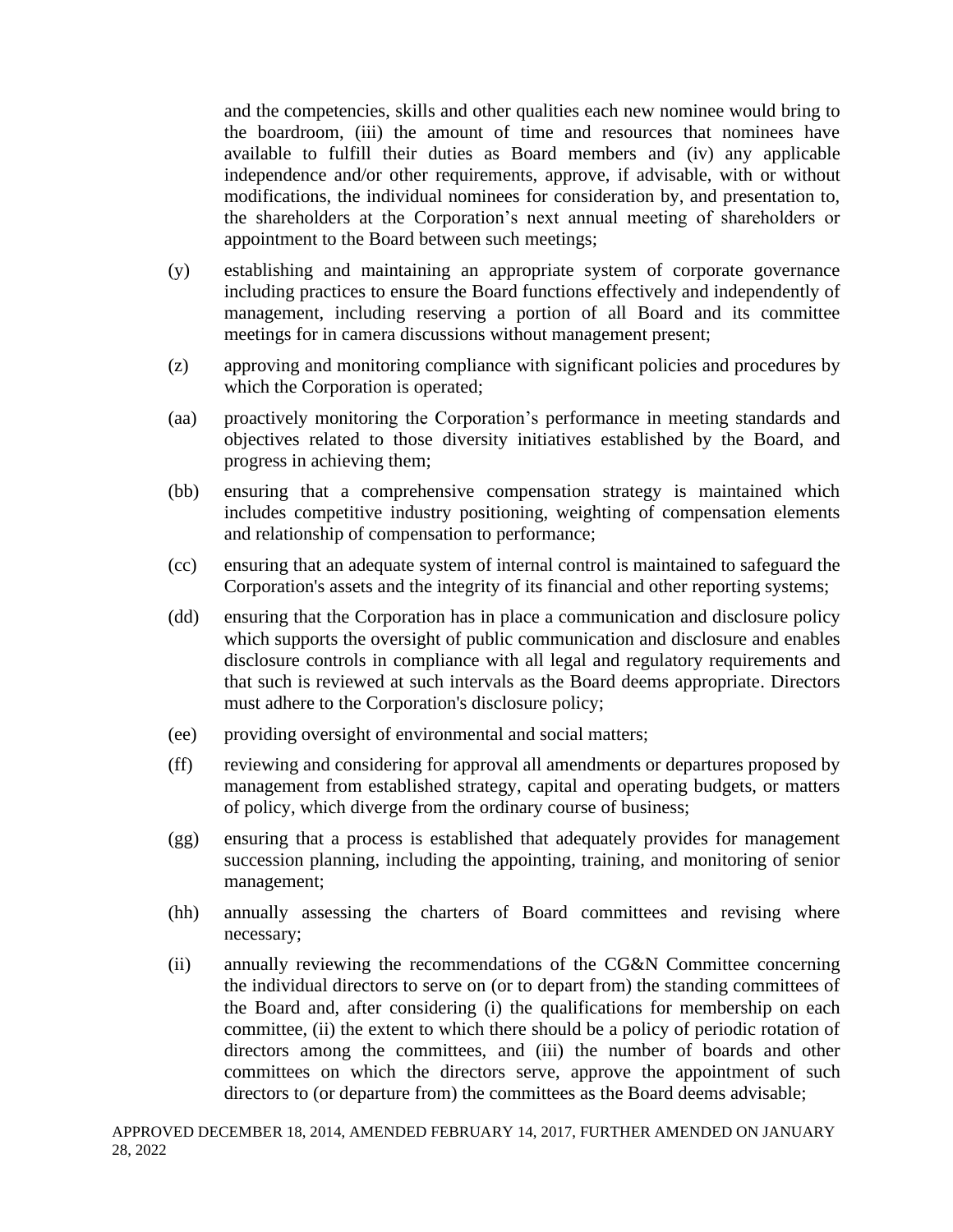and the competencies, skills and other qualities each new nominee would bring to the boardroom, (iii) the amount of time and resources that nominees have available to fulfill their duties as Board members and (iv) any applicable independence and/or other requirements, approve, if advisable, with or without modifications, the individual nominees for consideration by, and presentation to, the shareholders at the Corporation's next annual meeting of shareholders or appointment to the Board between such meetings;

(y) establishing and maintaining an appropriate system of corporate governance including practices to ensure the Board functions effectively and independently of management, including reserving a portion of all Board and its committee meetings for in camera discussions without management present;

(z) approving and monitoring compliance with significant policies and procedures by which the Corporation is operated;

(aa) proactively monitoring the Corporation's performance in meeting standards and objectives related to those diversity initiatives established by the Board, and progress in achieving them;

(bb) ensuring that a comprehensive compensation strategy is maintained which includes competitive industry positioning, weighting of compensation elements and relationship of compensation to performance;

(cc) ensuring that an adequate system of internal control is maintained to safeguard the Corporation's assets and the integrity of its financial and other reporting systems;

(dd) ensuring that the Corporation has in place a communication and disclosure policy which supports the oversight of public communication and disclosure and enables disclosure controls in compliance with all legal and regulatory requirements and that such is reviewed at such intervals as the Board deems appropriate. Directors must adhere to the Corporation's disclosure policy;

(ee) providing oversight of environmental and social matters;

(ff) reviewing and considering for approval all amendments or departures proposed by management from established strategy, capital and operating budgets, or matters of policy, which diverge from the ordinary course of business;

(gg) ensuring that a process is established that adequately provides for management succession planning, including the appointing, training, and monitoring of senior management;

(hh) annually assessing the charters of Board committees and revising where necessary;

(ii) annually reviewing the recommendations of the CG&N Committee concerning the individual directors to serve on (or to depart from) the standing committees of the Board and, after considering (i) the qualifications for membership on each committee, (ii) the extent to which there should be a policy of periodic rotation of directors among the committees, and (iii) the number of boards and other committees on which the directors serve, approve the appointment of such directors to (or departure from) the committees as the Board deems advisable;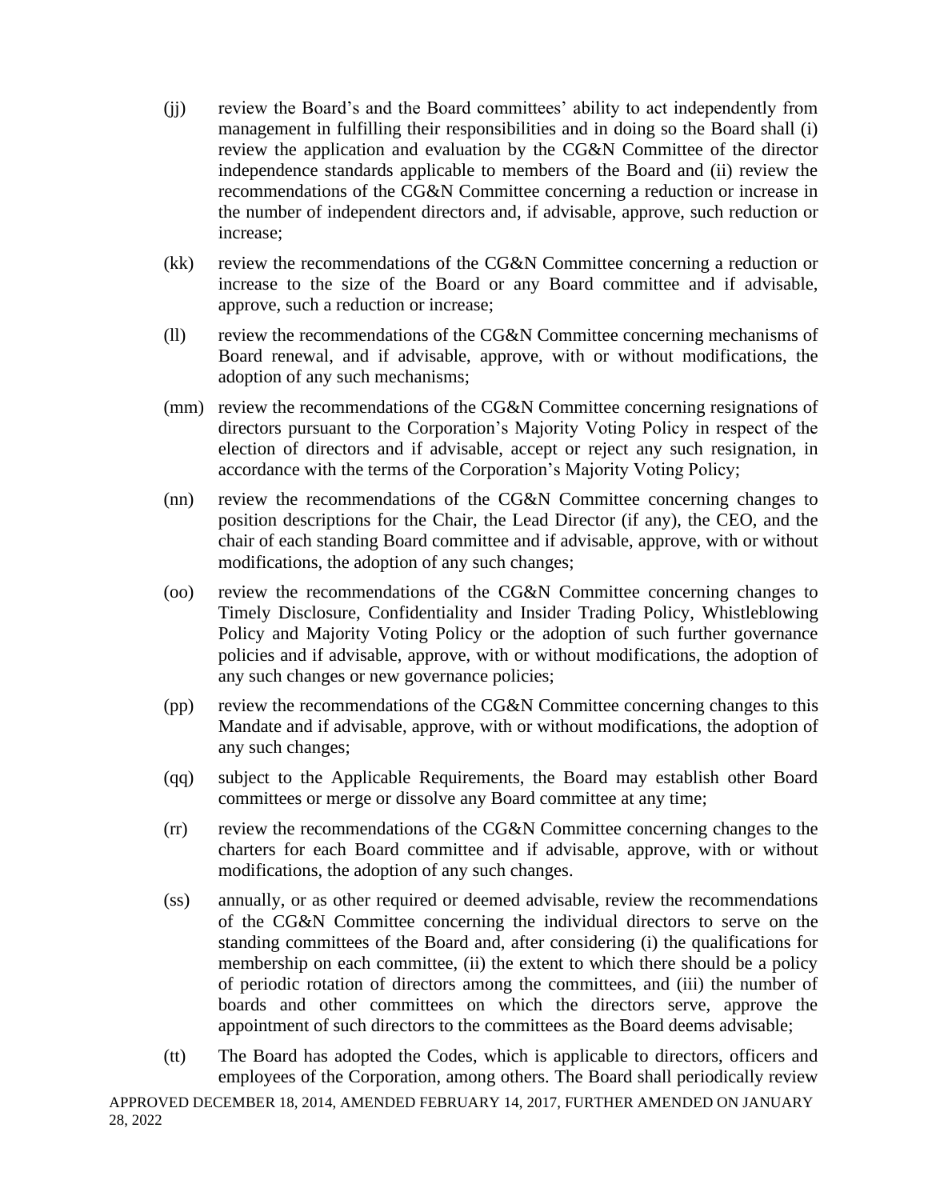(jj) review the Board's and the Board committees' ability to act independently from management in fulfilling their responsibilities and in doing so the Board shall (i) review the application and evaluation by the CG&N Committee of the director independence standards applicable to members of the Board and (ii) review the recommendations of the CG&N Committee concerning a reduction or increase in the number of independent directors and, if advisable, approve, such reduction or increase;

(kk) review the recommendations of the CG&N Committee concerning a reduction or increase to the size of the Board or any Board committee and if advisable, approve, such a reduction or increase;

(ll) review the recommendations of the CG&N Committee concerning mechanisms of Board renewal, and if advisable, approve, with or without modifications, the adoption of any such mechanisms;

(mm) review the recommendations of the CG&N Committee concerning resignations of directors pursuant to the Corporation's Majority Voting Policy in respect of the election of directors and if advisable, accept or reject any such resignation, in accordance with the terms of the Corporation's Majority Voting Policy;

(nn) review the recommendations of the CG&N Committee concerning changes to position descriptions for the Chair, the Lead Director (if any), the CEO, and the chair of each standing Board committee and if advisable, approve, with or without modifications, the adoption of any such changes;

(oo) review the recommendations of the CG&N Committee concerning changes to Timely Disclosure, Confidentiality and Insider Trading Policy, Whistleblowing Policy and Majority Voting Policy or the adoption of such further governance policies and if advisable, approve, with or without modifications, the adoption of any such changes or new governance policies;

(pp) review the recommendations of the CG&N Committee concerning changes to this Mandate and if advisable, approve, with or without modifications, the adoption of any such changes;

(qq) subject to the Applicable Requirements, the Board may establish other Board committees or merge or dissolve any Board committee at any time;

(rr) review the recommendations of the CG&N Committee concerning changes to the charters for each Board committee and if advisable, approve, with or without modifications, the adoption of any such changes.

(ss) annually, or as other required or deemed advisable, review the recommendations of the CG&N Committee concerning the individual directors to serve on the standing committees of the Board and, after considering (i) the qualifications for membership on each committee, (ii) the extent to which there should be a policy of periodic rotation of directors among the committees, and (iii) the number of boards and other committees on which the directors serve, approve the appointment of such directors to the committees as the Board deems advisable;

(tt) The Board has adopted the Codes, which is applicable to directors, officers and employees of the Corporation, among others. The Board shall periodically review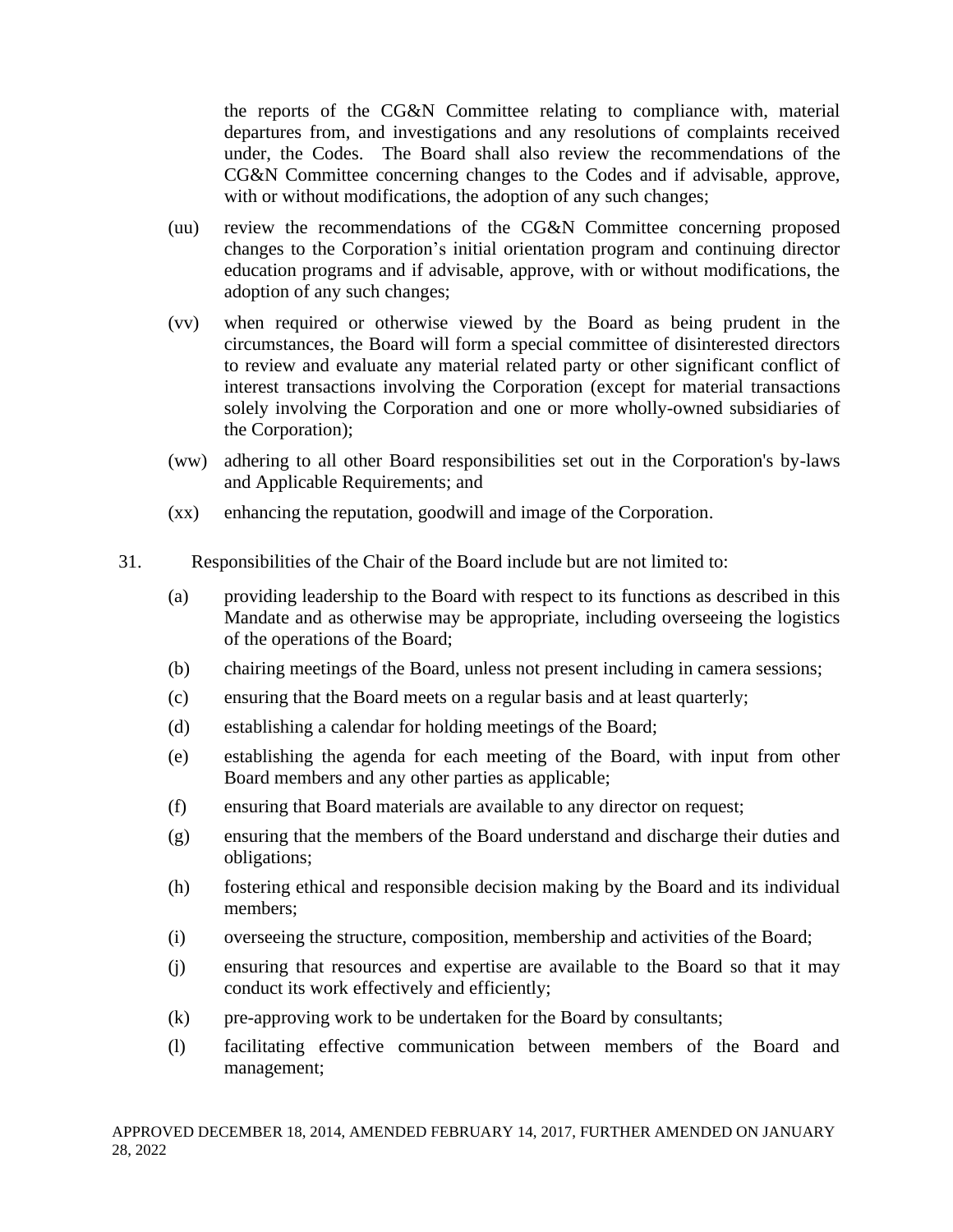the reports of the CG&N Committee relating to compliance with, material departures from, and investigations and any resolutions of complaints received under, the Codes. The Board shall also review the recommendations of the CG&N Committee concerning changes to the Codes and if advisable, approve, with or without modifications, the adoption of any such changes;

(uu) review the recommendations of the CG&N Committee concerning proposed changes to the Corporation's initial orientation program and continuing director education programs and if advisable, approve, with or without modifications, the adoption of any such changes;

(vv) when required or otherwise viewed by the Board as being prudent in the circumstances, the Board will form a special committee of disinterested directors to review and evaluate any material related party or other significant conflict of interest transactions involving the Corporation (except for material transactions solely involving the Corporation and one or more wholly-owned subsidiaries of the Corporation);

(ww) adhering to all other Board responsibilities set out in the Corporation's by-laws and Applicable Requirements; and

(xx) enhancing the reputation, goodwill and image of the Corporation.

31. Responsibilities of the Chair of the Board include but are not limited to:

(a) providing leadership to the Board with respect to its functions as described in this Mandate and as otherwise may be appropriate, including overseeing the logistics of the operations of the Board;

(b) chairing meetings of the Board, unless not present including in camera sessions;

(c) ensuring that the Board meets on a regular basis and at least quarterly;

(d) establishing a calendar for holding meetings of the Board;

(e) establishing the agenda for each meeting of the Board, with input from other Board members and any other parties as applicable;

(f) ensuring that Board materials are available to any director on request;

(g) ensuring that the members of the Board understand and discharge their duties and obligations;

(h) fostering ethical and responsible decision making by the Board and its individual members;

(i) overseeing the structure, composition, membership and activities of the Board;

(j) ensuring that resources and expertise are available to the Board so that it may conduct its work effectively and efficiently;

(k) pre-approving work to be undertaken for the Board by consultants;

(l) facilitating effective communication between members of the Board and management;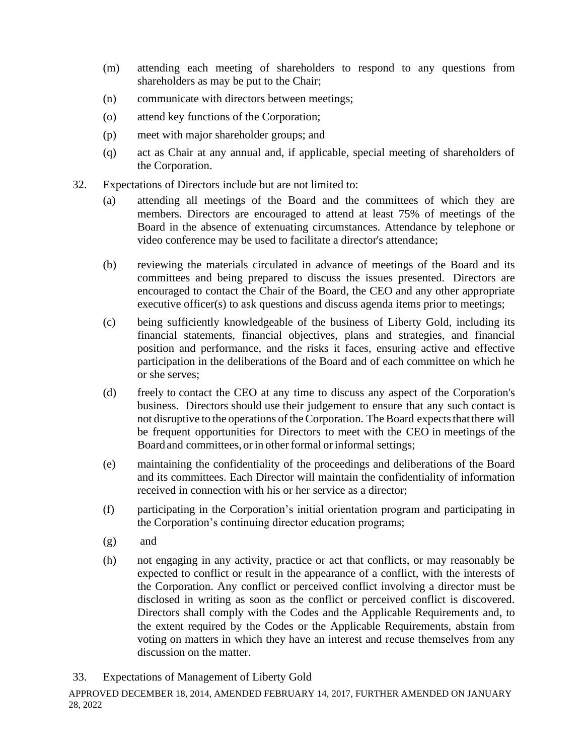(m) attending each meeting of shareholders to respond to any questions from shareholders as may be put to the Chair;

(n) communicate with directors between meetings;

(o) attend key functions of the Corporation;

(p) meet with major shareholder groups; and

(q) act as Chair at any annual and, if applicable, special meeting of shareholders of the Corporation.

32. Expectations of Directors include but are not limited to:

(a) attending all meetings of the Board and the committees of which they are members. Directors are encouraged to attend at least 75% of meetings of the Board in the absence of extenuating circumstances. Attendance by telephone or video conference may be used to facilitate a director's attendance;

(b) reviewing the materials circulated in advance of meetings of the Board and its committees and being prepared to discuss the issues presented. Directors are encouraged to contact the Chair of the Board, the CEO and any other appropriate executive officer(s) to ask questions and discuss agenda items prior to meetings;

(c) being sufficiently knowledgeable of the business of Liberty Gold, including its financial statements, financial objectives, plans and strategies, and financial position and performance, and the risks it faces, ensuring active and effective participation in the deliberations of the Board and of each committee on which he or she serves;

(d) freely to contact the CEO at any time to discuss any aspect of the Corporation's business. Directors should use their judgement to ensure that any such contact is not disruptive to the operations of the Corporation. The Board expects that there will be frequent opportunities for Directors to meet with the CEO in meetings of the Board and committees, or in other formal or informal settings;

(e) maintaining the confidentiality of the proceedings and deliberations of the Board and its committees. Each Director will maintain the confidentiality of information received in connection with his or her service as a director;

(f) participating in the Corporation's initial orientation program and participating in the Corporation's continuing director education programs;

(g) and

(h) not engaging in any activity, practice or act that conflicts, or may reasonably be expected to conflict or result in the appearance of a conflict, with the interests of the Corporation. Any conflict or perceived conflict involving a director must be disclosed in writing as soon as the conflict or perceived conflict is discovered. Directors shall comply with the Codes and the Applicable Requirements and, to the extent required by the Codes or the Applicable Requirements, abstain from voting on matters in which they have an interest and recuse themselves from any discussion on the matter.

33. Expectations of Management of Liberty Gold

APPROVED DECEMBER 18, 2014, AMENDED FEBRUARY 14, 2017, FURTHER AMENDED ON JANUARY 28, 2022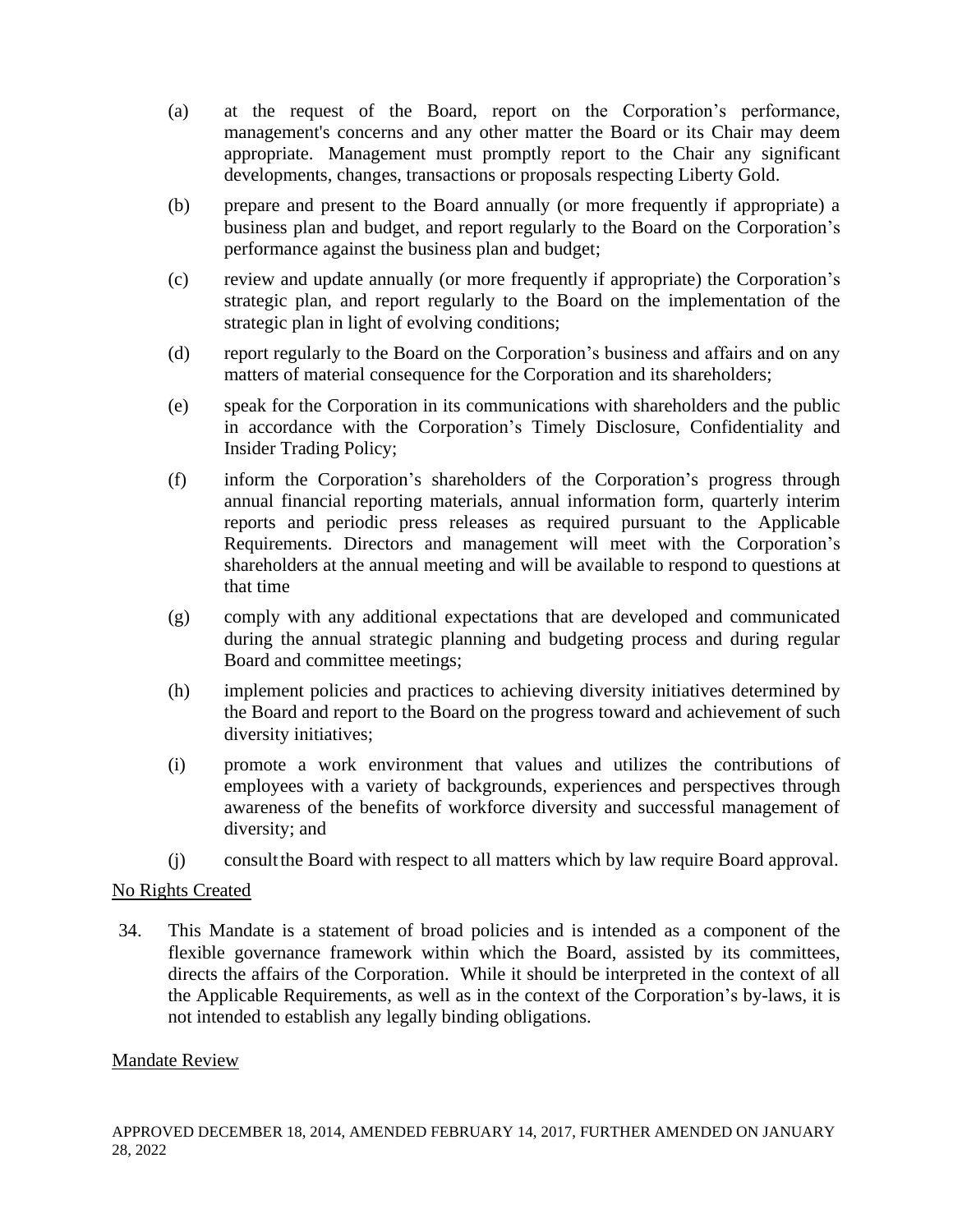(a) at the request of the Board, report on the Corporation's performance, management's concerns and any other matter the Board or its Chair may deem appropriate. Management must promptly report to the Chair any significant developments, changes, transactions or proposals respecting Liberty Gold.

(b) prepare and present to the Board annually (or more frequently if appropriate) a business plan and budget, and report regularly to the Board on the Corporation's performance against the business plan and budget;

(c) review and update annually (or more frequently if appropriate) the Corporation's strategic plan, and report regularly to the Board the implementation of the strategic plan in light of evolving conditions;

(d) report regularly to the Board on the Corporation's business and affairs and on any matters of material consequence for the Corporation and its shareholders;

(e) speak for the Corporation in its communications with shareholders and the public in accordance with the Corporation's Timely Disclosure, Confidentiality and Insider Trading Policy;

(f) inform the Corporation's shareholders of the Corporation's progress through annual financial reporting materials, annual information form, quarterly interim reports and periodic press releases as required pursuant to the Applicable Requirements. Directors and management will meet with the Corporation's shareholders at the annual meeting and will be available to respond to questions at that time

(g) comply with any additional expectations that are developed and communicated during the annual strategic planning and budgeting process and during regular Board and committee meetings;

(h) implement policies and practices to achieving diversity initiatives determined by the Board and report to the Board on the progress toward and achievement of such diversity initiatives;

(i) promote a work environment that values and utilizes the contributions of employees with a variety of backgrounds, experiences and perspectives through awareness of the benefits of workforce diversity and successful management of diversity; and

(j) consult the Board with respect to all matters which by law require Board approval.

No Rights Created

34. This Mandate is a statement of broad policies and is intended as a component of the flexible governance framework within which the Board, assisted by its committees, directs the affairs of the Corporation. While it should be interpreted in the context of all the Applicable Requirements, as well as in the context of the Corporation's by-laws, it is not intended to establish any legally binding obligations.

Mandate Review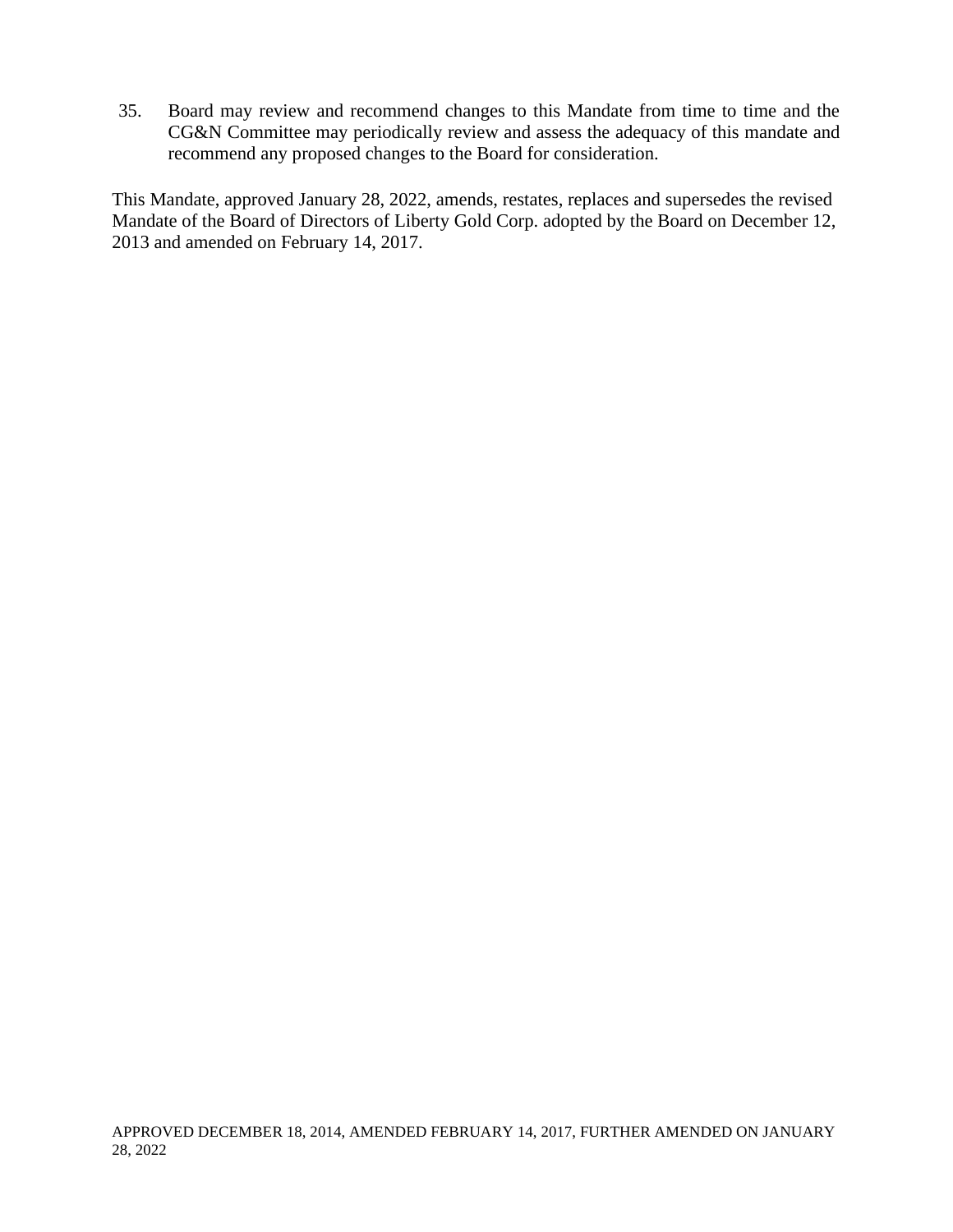35. Board may review and recommend changes to this Mandate from time to time and the CG&N Committee may periodically review and assess the adequacy of this mandate and recommend any proposed changes to the Board for consideration.

This Mandate, approved January 28, 2022, amends, restates, replaces and supersedes the revised Mandate of the Board of Directors of Liberty Gold Corp. adopted by the Board on December 12, 2013 and amended on February 14, 2017.